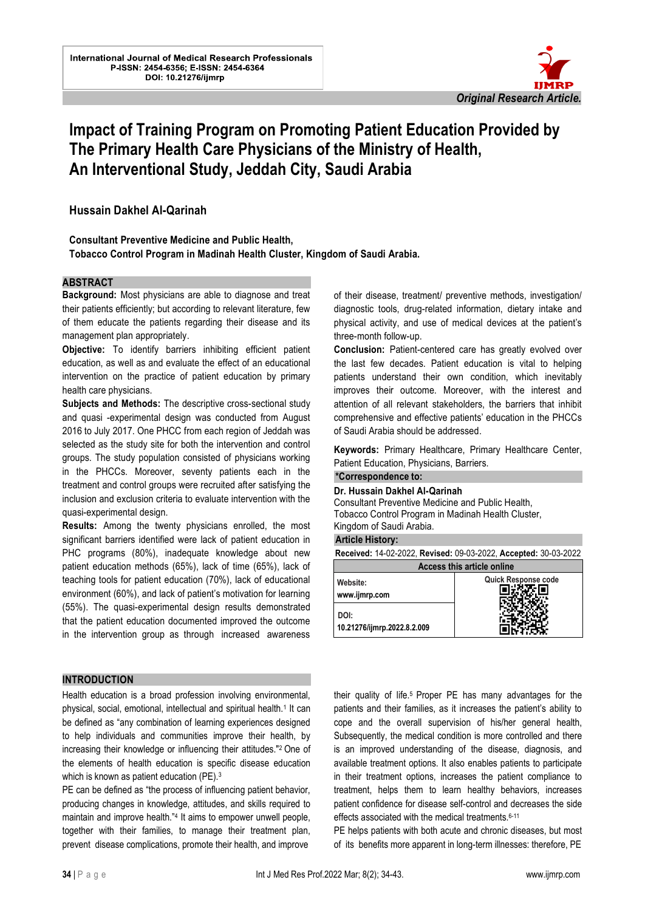International Journal of Medical Research Professionals
P-ISSN: 2454-6356; E-ISSN: 2454-6364
DOI: 10.21276/ijmrp

*Original Research Article.*

# Impact of Training Program on Promoting Patient Education Provided by The Primary Health Care Physicians of the Ministry of Health, An Interventional Study, Jeddah City, Saudi Arabia

**Hussain Dakhel Al-Qarinah**

**Consultant Preventive Medicine and Public Health, Tobacco Control Program in Madinah Health Cluster, Kingdom of Saudi Arabia.**

## ABSTRACT

**Background:** Most physicians are able to diagnose and treat their patients efficiently; but according to relevant literature, few of them educate the patients regarding their disease and its management plan appropriately.

**Objective:** To identify barriers inhibiting efficient patient education, as well as and evaluate the effect of an educational intervention on the practice of patient education by primary health care physicians.

**Subjects and Methods:** The descriptive cross-sectional study and quasi -experimental design was conducted from August 2016 to July 2017. One PHCC from each region of Jeddah was selected as the study site for both the intervention and control groups. The study population consisted of physicians working in the PHCCs. Moreover, seventy patients each in the treatment and control groups were recruited after satisfying the inclusion and exclusion criteria to evaluate intervention with the quasi-experimental design.

**Results:** Among the twenty physicians enrolled, the most significant barriers identified were lack of patient education in PHC programs (80%), inadequate knowledge about new patient education methods (65%), lack of time (65%), lack of teaching tools for patient education (70%), lack of educational environment (60%), and lack of patient's motivation for learning (55%). The quasi-experimental design results demonstrated that the patient education documented improved the outcome in the intervention group as through increased awareness of their disease, treatment/ preventive methods, investigation/ diagnostic tools, drug-related information, dietary intake and physical activity, and use of medical devices at the patient's three-month follow-up.

**Conclusion:** Patient-centered care has greatly evolved over the last few decades. Patient education is vital to helping patients understand their own condition, which inevitably improves their outcome. Moreover, with the interest and attention of all relevant stakeholders, the barriers that inhibit comprehensive and effective patients' education in the PHCCs of Saudi Arabia should be addressed.

**Keywords:** Primary Healthcare, Primary Healthcare Center, Patient Education, Physicians, Barriers.

**\*Correspondence to:**

**Dr. Hussain Dakhel Al-Qarinah**
Consultant Preventive Medicine and Public Health,
Tobacco Control Program in Madinah Health Cluster,
Kingdom of Saudi Arabia.

**Article History:**

**Received:** 14-02-2022, **Revised:** 09-03-2022, **Accepted:** 30-03-2022

| Access this article online | |
|---|---|
| Website: www.ijmrp.com | Quick Response code |
| DOI: 10.21276/ijmrp.2022.8.2.009 | |

## INTRODUCTION

Health education is a broad profession involving environmental, physical, social, emotional, intellectual and spiritual health.[1] It can be defined as "any combination of learning experiences designed to help individuals and communities improve their health, by increasing their knowledge or influencing their attitudes."[2] One of the elements of health education is specific disease education which is known as patient education (PE).[3]

PE can be defined as "the process of influencing patient behavior, producing changes in knowledge, attitudes, and skills required to maintain and improve health."[4] It aims to empower unwell people, together with their families, to manage their treatment plan, prevent disease complications, promote their health, and improve their quality of life.[5] Proper PE has many advantages for the patients and their families, as it increases the patient's ability to cope and the overall supervision of his/her general health, Subsequently, the medical condition is more controlled and there is an improved understanding of the disease, diagnosis, and available treatment options. It also enables patients to participate in their treatment options, increases the patient compliance to treatment, helps them to learn healthy behaviors, increases patient confidence for disease self-control and decreases the side effects associated with the medical treatments.[6-11]

PE helps patients with both acute and chronic diseases, but most of its benefits more apparent in long-term illnesses: therefore, PE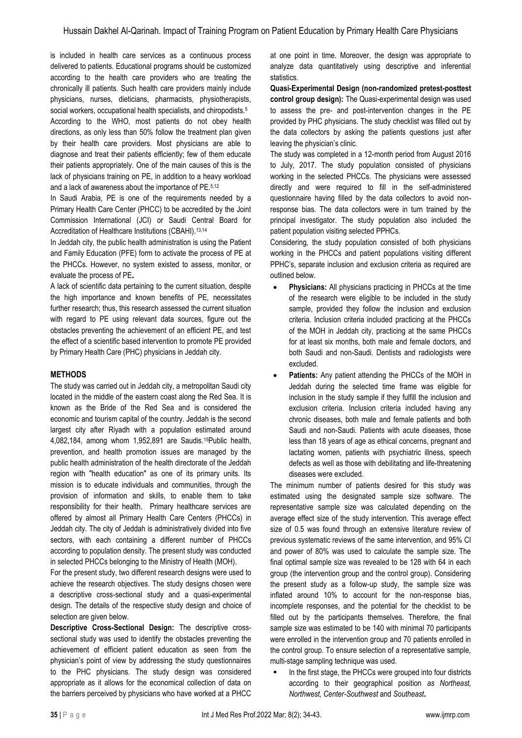is included in health care services as a continuous process delivered to patients. Educational programs should be customized according to the health care providers who are treating the chronically ill patients. Such health care providers mainly include physicians, nurses, dieticians, pharmacists, physiotherapists, social workers, occupational health specialists, and chiropodists.[5]

According to the WHO, most patients do not obey health directions, as only less than 50% follow the treatment plan given by their health care providers. Most physicians are able to diagnose and treat their patients efficiently; few of them educate their patients appropriately. One of the main causes of this is the lack of physicians training on PE, in addition to a heavy workload and a lack of awareness about the importance of PE.[5,12]

In Saudi Arabia, PE is one of the requirements needed by a Primary Health Care Center (PHCC) to be accredited by the Joint Commission International (JCI) or Saudi Central Board for Accreditation of Healthcare Institutions (CBAHI).[13,14]

In Jeddah city, the public health administration is using the Patient and Family Education (PFE) form to activate the process of PE at the PHCCs. However, no system existed to assess, monitor, or evaluate the process of PE**.**

A lack of scientific data pertaining to the current situation, despite the high importance and known benefits of PE, necessitates further research; thus, this research assessed the current situation with regard to PE using relevant data sources, figure out the obstacles preventing the achievement of an efficient PE, and test the effect of a scientific based intervention to promote PE provided by Primary Health Care (PHC) physicians in Jeddah city.

## METHODS

The study was carried out in Jeddah city, a metropolitan Saudi city located in the middle of the eastern coast along the Red Sea. It is known as the Bride of the Red Sea and is considered the economic and tourism capital of the country. Jeddah is the second largest city after Riyadh with a population estimated around 4,082,184, among whom 1,952,891 are Saudis.[15]Public health, prevention, and health promotion issues are managed by the public health administration of the health directorate of the Jeddah region with "health education" as one of its primary units. Its mission is to educate individuals and communities, through the provision of information and skills, to enable them to take responsibility for their health. Primary healthcare services are offered by almost all Primary Health Care Centers (PHCCs) in Jeddah city. The city of Jeddah is administratively divided into five sectors, with each containing a different number of PHCCs according to population density. The present study was conducted in selected PHCCs belonging to the Ministry of Health (MOH).

For the present study, two different research designs were used to achieve the research objectives. The study designs chosen were a descriptive cross-sectional study and a quasi-experimental design. The details of the respective study design and choice of selection are given below.

**Descriptive Cross-Sectional Design:** The descriptive cross-sectional study was used to identify the obstacles preventing the achievement of efficient patient education as seen from the physician's point of view by addressing the study questionnaires to the PHC physicians. The study design was considered appropriate as it allows for the economical collection of data on the barriers perceived by physicians who have worked at a PHCC at one point in time. Moreover, the design was appropriate to analyze data quantitatively using descriptive and inferential statistics.

**Quasi-Experimental Design (non-randomized pretest-posttest control group design):** The Quasi-experimental design was used to assess the pre- and post-intervention changes in the PE provided by PHC physicians. The study checklist was filled out by the data collectors by asking the patients questions just after leaving the physician's clinic.

The study was completed in a 12-month period from August 2016 to July, 2017. The study population consisted of physicians working in the selected PHCCs. The physicians were assessed directly and were required to fill in the self-administered questionnaire having filled by the data collectors to avoid non-response bias. The data collectors were in turn trained by the principal investigator. The study population also included the patient population visiting selected PPHCs.

Considering, the study population consisted of both physicians working in the PHCCs and patient populations visiting different PPHC's, separate inclusion and exclusion criteria as required are outlined below.

- **Physicians:** All physicians practicing in PHCCs at the time of the research were eligible to be included in the study sample, provided they follow the inclusion and exclusion criteria. Inclusion criteria included practicing at the PHCCs of the MOH in Jeddah city, practicing at the same PHCCs for at least six months, both male and female doctors, and both Saudi and non-Saudi. Dentists and radiologists were excluded.
- **Patients:** Any patient attending the PHCCs of the MOH in Jeddah during the selected time frame was eligible for inclusion in the study sample if they fulfill the inclusion and exclusion criteria. Inclusion criteria included having any chronic diseases, both male and female patients and both Saudi and non-Saudi. Patients with acute diseases, those less than 18 years of age as ethical concerns, pregnant and lactating women, patients with psychiatric illness, speech defects as well as those with debilitating and life-threatening diseases were excluded.

The minimum number of patients desired for this study was estimated using the designated sample size software. The representative sample size was calculated depending on the average effect size of the study intervention. This average effect size of 0.5 was found through an extensive literature review of previous systematic reviews of the same intervention, and 95% CI and power of 80% was used to calculate the sample size. The final optimal sample size was revealed to be 128 with 64 in each group (the intervention group and the control group). Considering the present study as a follow-up study, the sample size was inflated around 10% to account for the non-response bias, incomplete responses, and the potential for the checklist to be filled out by the participants themselves. Therefore, the final sample size was estimated to be 140 with minimal 70 participants were enrolled in the intervention group and 70 patients enrolled in the control group. To ensure selection of a representative sample, multi-stage sampling technique was used.

- In the first stage, the PHCCs were grouped into four districts according to their geographical position *as Northeast, Northwest, Center-Southwest* and *Southeast***.**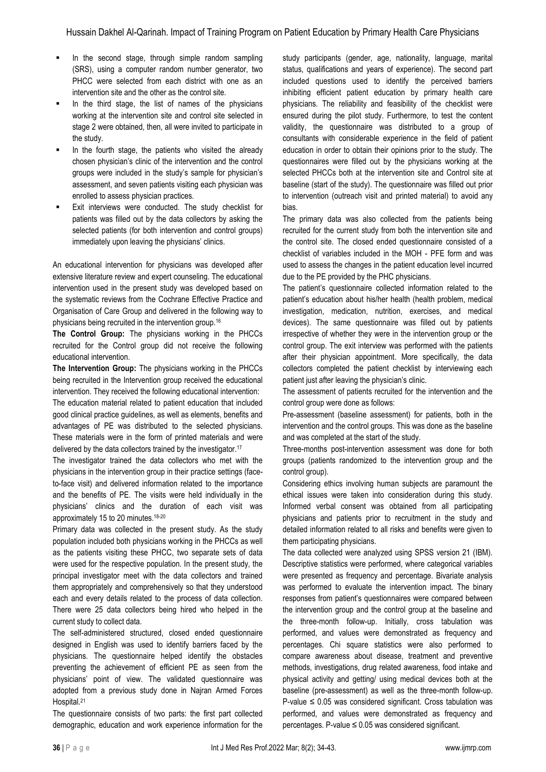- In the second stage, through simple random sampling (SRS), using a computer random number generator, two PHCC were selected from each district with one as an intervention site and the other as the control site.
- In the third stage, the list of names of the physicians working at the intervention site and control site selected in stage 2 were obtained, then, all were invited to participate in the study.
- In the fourth stage, the patients who visited the already chosen physician's clinic of the intervention and the control groups were included in the study's sample for physician's assessment, and seven patients visiting each physician was enrolled to assess physician practices.
- Exit interviews were conducted. The study checklist for patients was filled out by the data collectors by asking the selected patients (for both intervention and control groups) immediately upon leaving the physicians' clinics.

An educational intervention for physicians was developed after extensive literature review and expert counseling. The educational intervention used in the present study was developed based on the systematic reviews from the Cochrane Effective Practice and Organisation of Care Group and delivered in the following way to physicians being recruited in the intervention group.[16]

**The Control Group:** The physicians working in the PHCCs recruited for the Control group did not receive the following educational intervention.

**The Intervention Group:** The physicians working in the PHCCs being recruited in the Intervention group received the educational intervention. They received the following educational intervention:

The education material related to patient education that included good clinical practice guidelines, as well as elements, benefits and advantages of PE was distributed to the selected physicians. These materials were in the form of printed materials and were delivered by the data collectors trained by the investigator.[17]

The investigator trained the data collectors who met with the physicians in the intervention group in their practice settings (face-to-face visit) and delivered information related to the importance and the benefits of PE. The visits were held individually in the physicians' clinics and the duration of each visit was approximately 15 to 20 minutes.[18-20]

Primary data was collected in the present study. As the study population included both physicians working in the PHCCs as well as the patients visiting these PHCC, two separate sets of data were used for the respective population. In the present study, the principal investigator meet with the data collectors and trained them appropriately and comprehensively so that they understood each and every details related to the process of data collection. There were 25 data collectors being hired who helped in the current study to collect data.

The self-administered structured, closed ended questionnaire designed in English was used to identify barriers faced by the physicians. The questionnaire helped identify the obstacles preventing the achievement of efficient PE as seen from the physicians' point of view. The validated questionnaire was adopted from a previous study done in Najran Armed Forces Hospital.[21]

The questionnaire consists of two parts: the first part collected demographic, education and work experience information for the study participants (gender, age, nationality, language, marital status, qualifications and years of experience). The second part included questions used to identify the perceived barriers inhibiting efficient patient education by primary health care physicians. The reliability and feasibility of the checklist were ensured during the pilot study. Furthermore, to test the content validity, the questionnaire was distributed to a group of consultants with considerable experience in the field of patient education in order to obtain their opinions prior to the study. The questionnaires were filled out by the physicians working at the selected PHCCs both at the intervention site and Control site at baseline (start of the study). The questionnaire was filled out prior to intervention (outreach visit and printed material) to avoid any bias.

The primary data was also collected from the patients being recruited for the current study from both the intervention site and the control site. The closed ended questionnaire consisted of a checklist of variables included in the MOH - PFE form and was used to assess the changes in the patient education level incurred due to the PE provided by the PHC physicians.

The patient's questionnaire collected information related to the patient's education about his/her health (health problem, medical investigation, medication, nutrition, exercises, and medical devices). The same questionnaire was filled out by patients irrespective of whether they were in the intervention group or the control group. The exit interview was performed with the patients after their physician appointment. More specifically, the data collectors completed the patient checklist by interviewing each patient just after leaving the physician's clinic.

The assessment of patients recruited for the intervention and the control group were done as follows:

Pre-assessment (baseline assessment) for patients, both in the intervention and the control groups. This was done as the baseline and was completed at the start of the study.

Three-months post-intervention assessment was done for both groups (patients randomized to the intervention group and the control group).

Considering ethics involving human subjects are paramount the ethical issues were taken into consideration during this study. Informed verbal consent was obtained from all participating physicians and patients prior to recruitment in the study and detailed information related to all risks and benefits were given to them participating physicians.

The data collected were analyzed using SPSS version 21 (IBM). Descriptive statistics were performed, where categorical variables were presented as frequency and percentage. Bivariate analysis was performed to evaluate the intervention impact. The binary responses from patient's questionnaires were compared between the intervention group and the control group at the baseline and the three-month follow-up. Initially, cross tabulation was performed, and values were demonstrated as frequency and percentages. Chi square statistics were also performed to compare awareness about disease, treatment and preventive methods, investigations, drug related awareness, food intake and physical activity and getting/ using medical devices both at the baseline (pre-assessment) as well as the three-month follow-up. P-value $\leq 0.05$ was considered significant. Cross tabulation was performed, and values were demonstrated as frequency and percentages. P-value $\leq 0.05$ was considered significant.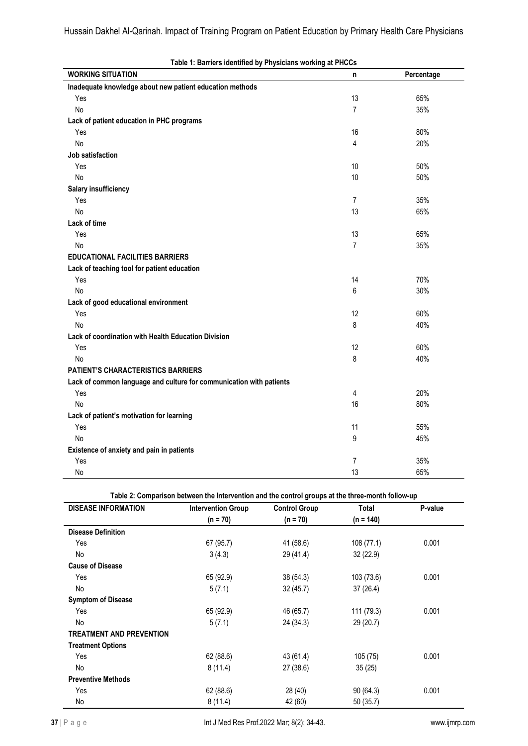**Table 1: Barriers identified by Physicians working at PHCCs**

| WORKING SITUATION | n | Percentage |
|---|---|---|
| **Inadequate knowledge about new patient education methods** | | |
| Yes | 13 | 65% |
| No | 7 | 35% |
| **Lack of patient education in PHC programs** | | |
| Yes | 16 | 80% |
| No | 4 | 20% |
| **Job satisfaction** | | |
| Yes | 10 | 50% |
| No | 10 | 50% |
| **Salary insufficiency** | | |
| Yes | 7 | 35% |
| No | 13 | 65% |
| **Lack of time** | | |
| Yes | 13 | 65% |
| No | 7 | 35% |
| **EDUCATIONAL FACILITIES BARRIERS** | | |
| **Lack of teaching tool for patient education** | | |
| Yes | 14 | 70% |
| No | 6 | 30% |
| **Lack of good educational environment** | | |
| Yes | 12 | 60% |
| No | 8 | 40% |
| **Lack of coordination with Health Education Division** | | |
| Yes | 12 | 60% |
| No | 8 | 40% |
| **PATIENT'S CHARACTERISTICS BARRIERS** | | |
| **Lack of common language and culture for communication with patients** | | |
| Yes | 4 | 20% |
| No | 16 | 80% |
| **Lack of patient's motivation for learning** | | |
| Yes | 11 | 55% |
| No | 9 | 45% |
| **Existence of anxiety and pain in patients** | | |
| Yes | 7 | 35% |
| No | 13 | 65% |

**Table 2: Comparison between the Intervention and the control groups at the three-month follow-up**

| DISEASE INFORMATION | Intervention Group (n = 70) | Control Group (n = 70) | Total (n = 140) | P-value |
|---|---|---|---|---|
| **Disease Definition** | | | | |
| Yes | 67 (95.7) | 41 (58.6) | 108 (77.1) | 0.001 |
| No | 3 (4.3) | 29 (41.4) | 32 (22.9) | |
| **Cause of Disease** | | | | |
| Yes | 65 (92.9) | 38 (54.3) | 103 (73.6) | 0.001 |
| No | 5 (7.1) | 32 (45.7) | 37 (26.4) | |
| **Symptom of Disease** | | | | |
| Yes | 65 (92.9) | 46 (65.7) | 111 (79.3) | 0.001 |
| No | 5 (7.1) | 24 (34.3) | 29 (20.7) | |
| **TREATMENT AND PREVENTION** | | | | |
| **Treatment Options** | | | | |
| Yes | 62 (88.6) | 43 (61.4) | 105 (75) | 0.001 |
| No | 8 (11.4) | 27 (38.6) | 35 (25) | |
| **Preventive Methods** | | | | |
| Yes | 62 (88.6) | 28 (40) | 90 (64.3) | 0.001 |
| No | 8 (11.4) | 42 (60) | 50 (35.7) | |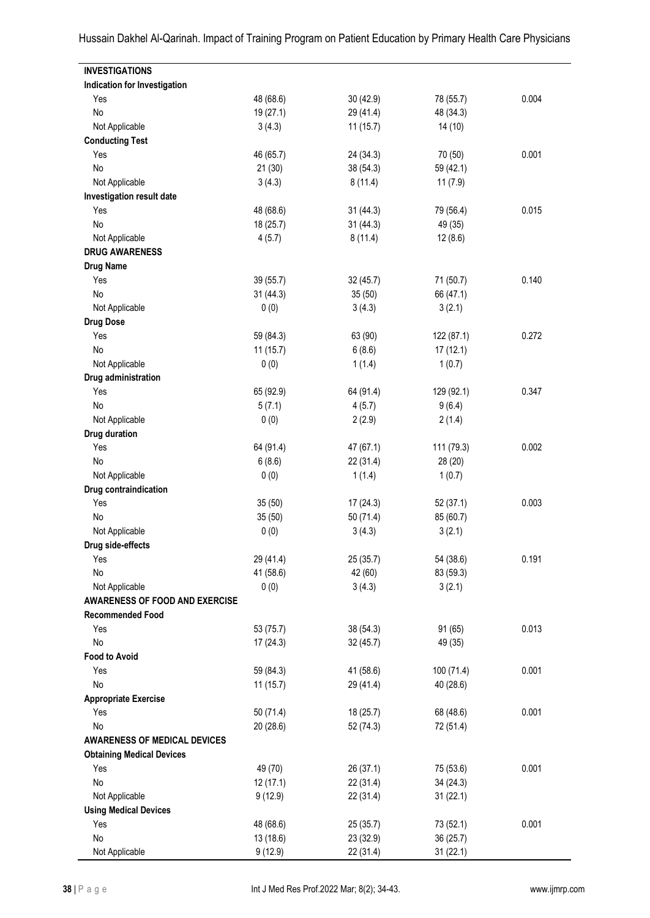| | | | | |
|---|---|---|---|---|
| **INVESTIGATIONS** | | | | |
| **Indication for Investigation** | | | | |
| Yes | 48 (68.6) | 30 (42.9) | 78 (55.7) | 0.004 |
| No | 19 (27.1) | 29 (41.4) | 48 (34.3) | |
| Not Applicable | 3 (4.3) | 11 (15.7) | 14 (10) | |
| **Conducting Test** | | | | |
| Yes | 46 (65.7) | 24 (34.3) | 70 (50) | 0.001 |
| No | 21 (30) | 38 (54.3) | 59 (42.1) | |
| Not Applicable | 3 (4.3) | 8 (11.4) | 11 (7.9) | |
| **Investigation result date** | | | | |
| Yes | 48 (68.6) | 31 (44.3) | 79 (56.4) | 0.015 |
| No | 18 (25.7) | 31 (44.3) | 49 (35) | |
| Not Applicable | 4 (5.7) | 8 (11.4) | 12 (8.6) | |
| **DRUG AWARENESS** | | | | |
| **Drug Name** | | | | |
| Yes | 39 (55.7) | 32 (45.7) | 71 (50.7) | 0.140 |
| No | 31 (44.3) | 35 (50) | 66 (47.1) | |
| Not Applicable | 0 (0) | 3 (4.3) | 3 (2.1) | |
| **Drug Dose** | | | | |
| Yes | 59 (84.3) | 63 (90) | 122 (87.1) | 0.272 |
| No | 11 (15.7) | 6 (8.6) | 17 (12.1) | |
| Not Applicable | 0 (0) | 1 (1.4) | 1 (0.7) | |
| **Drug administration** | | | | |
| Yes | 65 (92.9) | 64 (91.4) | 129 (92.1) | 0.347 |
| No | 5 (7.1) | 4 (5.7) | 9 (6.4) | |
| Not Applicable | 0 (0) | 2 (2.9) | 2 (1.4) | |
| **Drug duration** | | | | |
| Yes | 64 (91.4) | 47 (67.1) | 111 (79.3) | 0.002 |
| No | 6 (8.6) | 22 (31.4) | 28 (20) | |
| Not Applicable | 0 (0) | 1 (1.4) | 1 (0.7) | |
| **Drug contraindication** | | | | |
| Yes | 35 (50) | 17 (24.3) | 52 (37.1) | 0.003 |
| No | 35 (50) | 50 (71.4) | 85 (60.7) | |
| Not Applicable | 0 (0) | 3 (4.3) | 3 (2.1) | |
| **Drug side-effects** | | | | |
| Yes | 29 (41.4) | 25 (35.7) | 54 (38.6) | 0.191 |
| No | 41 (58.6) | 42 (60) | 83 (59.3) | |
| Not Applicable | 0 (0) | 3 (4.3) | 3 (2.1) | |
| **AWARENESS OF FOOD AND EXERCISE** | | | | |
| **Recommended Food** | | | | |
| Yes | 53 (75.7) | 38 (54.3) | 91 (65) | 0.013 |
| No | 17 (24.3) | 32 (45.7) | 49 (35) | |
| **Food to Avoid** | | | | |
| Yes | 59 (84.3) | 41 (58.6) | 100 (71.4) | 0.001 |
| No | 11 (15.7) | 29 (41.4) | 40 (28.6) | |
| **Appropriate Exercise** | | | | |
| Yes | 50 (71.4) | 18 (25.7) | 68 (48.6) | 0.001 |
| No | 20 (28.6) | 52 (74.3) | 72 (51.4) | |
| **AWARENESS OF MEDICAL DEVICES** | | | | |
| **Obtaining Medical Devices** | | | | |
| Yes | 49 (70) | 26 (37.1) | 75 (53.6) | 0.001 |
| No | 12 (17.1) | 22 (31.4) | 34 (24.3) | |
| Not Applicable | 9 (12.9) | 22 (31.4) | 31 (22.1) | |
| **Using Medical Devices** | | | | |
| Yes | 48 (68.6) | 25 (35.7) | 73 (52.1) | 0.001 |
| No | 13 (18.6) | 23 (32.9) | 36 (25.7) | |
| Not Applicable | 9 (12.9) | 22 (31.4) | 31 (22.1) | |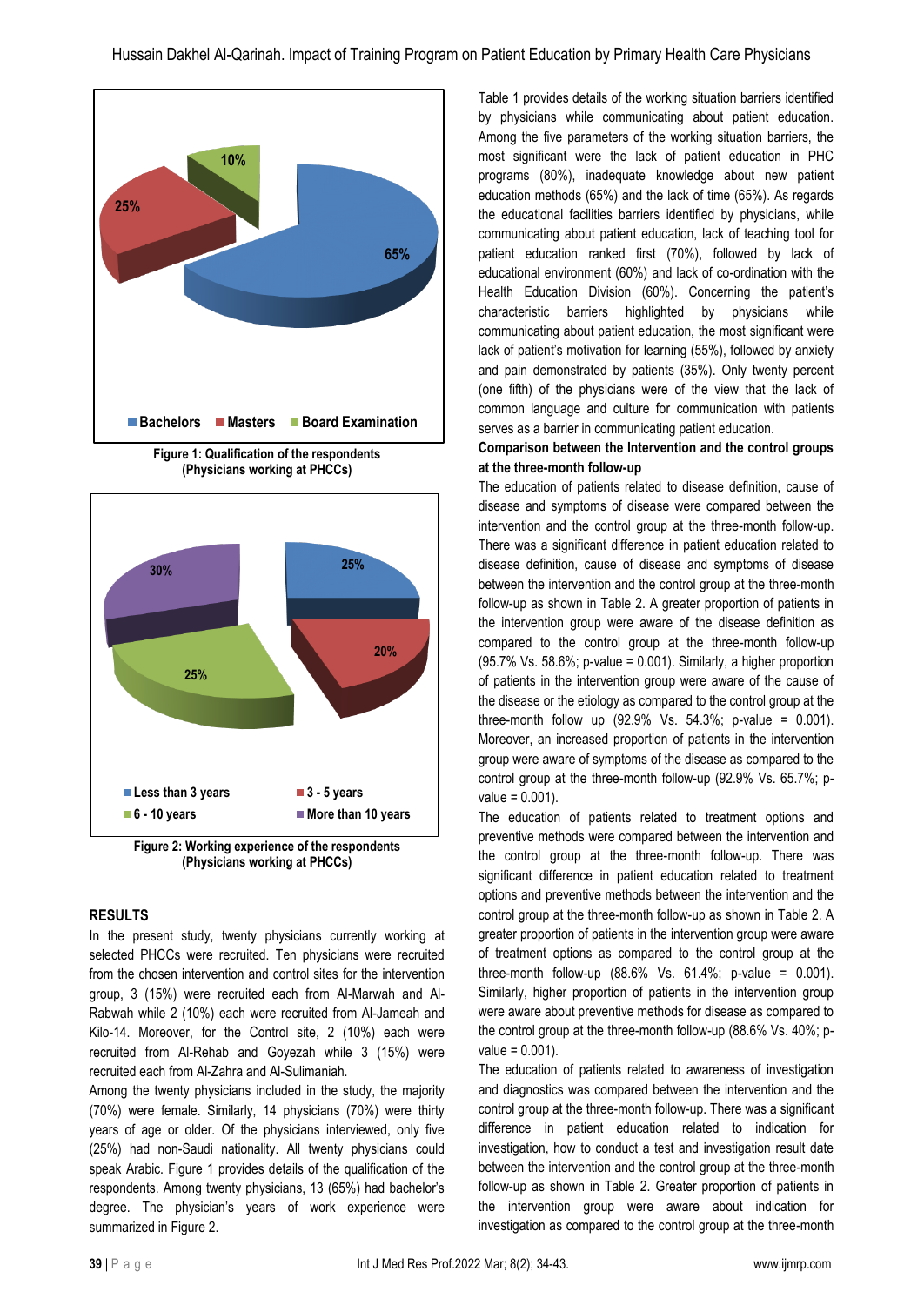Figure 1: Qualification of the respondents (Physicians working at PHCCs)

Figure 2: Working experience of the respondents (Physicians working at PHCCs)

## RESULTS

In the present study, twenty physicians currently working at selected PHCCs were recruited. Ten physicians were recruited from the chosen intervention and control sites for the intervention group, 3 (15%) were recruited each from Al-Marwah and Al-Rabwah while 2 (10%) each were recruited from Al-Jameah and Kilo-14. Moreover, for the Control site, 2 (10%) each were recruited from Al-Rehab and Goyezah while 3 (15%) were recruited each from Al-Zahra and Al-Sulimaniah.

Among the twenty physicians included in the study, the majority (70%) were female. Similarly, 14 physicians (70%) were thirty years of age or older. Of the physicians interviewed, only five (25%) had non-Saudi nationality. All twenty physicians could speak Arabic. Figure 1 provides details of the qualification of the respondents. Among twenty physicians, 13 (65%) had bachelor's degree. The physician's years of work experience were summarized in Figure 2.

Table 1 provides details of the working situation barriers identified by physicians while communicating about patient education. Among the five parameters of the working situation barriers, the most significant were the lack of patient education in PHC programs (80%), inadequate knowledge about new patient education methods (65%) and the lack of time (65%). As regards the educational facilities barriers identified by physicians, while communicating about patient education, lack of teaching tool for patient education ranked first (70%), followed by lack of educational environment (60%) and lack of co-ordination with the Health Education Division (60%). Concerning the patient's characteristic barriers highlighted by physicians while communicating about patient education, the most significant were lack of patient's motivation for learning (55%), followed by anxiety and pain demonstrated by patients (35%). Only twenty percent (one fifth) of the physicians were of the view that the lack of common language and culture for communication with patients serves as a barrier in communicating patient education.

**Comparison between the Intervention and the control groups at the three-month follow-up**

The education of patients related to disease definition, cause of disease and symptoms of disease were compared between the intervention and the control group at the three-month follow-up. There was a significant difference in patient education related to disease definition, cause of disease and symptoms of disease between the intervention and the control group at the three-month follow-up as shown in Table 2. A greater proportion of patients in the intervention group were aware of the disease definition as compared to the control group at the three-month follow-up (95.7% Vs. 58.6%; p-value = 0.001). Similarly, a higher proportion of patients in the intervention group were aware of the cause of the disease or the etiology as compared to the control group at the three-month follow up (92.9% Vs. 54.3%; p-value = 0.001). Moreover, an increased proportion of patients in the intervention group were aware of symptoms of the disease as compared to the control group at the three-month follow-up (92.9% Vs. 65.7%; p-value = 0.001).

The education of patients related to treatment options and preventive methods were compared between the intervention and the control group at the three-month follow-up. There was significant difference in patient education related to treatment options and preventive methods between the intervention and the control group at the three-month follow-up as shown in Table 2. A greater proportion of patients in the intervention group were aware of treatment options as compared to the control group at the three-month follow-up (88.6% Vs. 61.4%; p-value = 0.001). Similarly, higher proportion of patients in the intervention group were aware about preventive methods for disease as compared to the control group at the three-month follow-up (88.6% Vs. 40%; p-value = 0.001).

The education of patients related to awareness of investigation and diagnostics was compared between the intervention and the control group at the three-month follow-up. There was a significant difference in patient education related to indication for investigation, how to conduct a test and investigation result date between the intervention and the control group at the three-month follow-up as shown in Table 2. Greater proportion of patients in the intervention group were aware about indication for investigation as compared to the control group at the three-month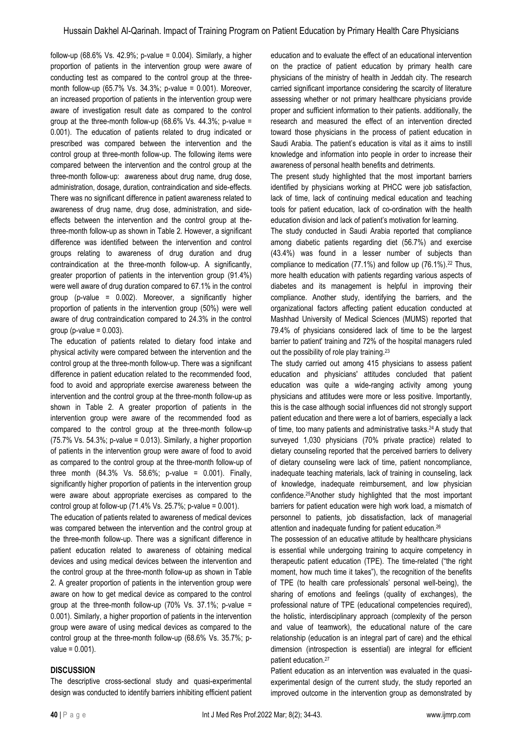follow-up (68.6% Vs. 42.9%; p-value = 0.004). Similarly, a higher proportion of patients in the intervention group were aware of conducting test as compared to the control group at the three-month follow-up (65.7% Vs. 34.3%; p-value = 0.001). Moreover, an increased proportion of patients in the intervention group were aware of investigation result date as compared to the control group at the three-month follow-up (68.6% Vs. 44.3%; p-value = 0.001). The education of patients related to drug indicated or prescribed was compared between the intervention and the control group at three-month follow-up. The following items were compared between the intervention and the control group at the three-month follow-up: awareness about drug name, drug dose, administration, dosage, duration, contraindication and side-effects. There was no significant difference in patient awareness related to awareness of drug name, drug dose, administration, and side-effects between the intervention and the control group at the-three-month follow-up as shown in Table 2. However, a significant difference was identified between the intervention and control groups relating to awareness of drug duration and drug contraindication at the three-month follow-up. A significantly, greater proportion of patients in the intervention group (91.4%) were well aware of drug duration compared to 67.1% in the control group (p-value = 0.002). Moreover, a significantly higher proportion of patients in the intervention group (50%) were well aware of drug contraindication compared to 24.3% in the control group (p-value = 0.003).

The education of patients related to dietary food intake and physical activity were compared between the intervention and the control group at the three-month follow-up. There was a significant difference in patient education related to the recommended food, food to avoid and appropriate exercise awareness between the intervention and the control group at the three-month follow-up as shown in Table 2. A greater proportion of patients in the intervention group were aware of the recommended food as compared to the control group at the three-month follow-up (75.7% Vs. 54.3%; p-value = 0.013). Similarly, a higher proportion of patients in the intervention group were aware of food to avoid as compared to the control group at the three-month follow-up of three month (84.3% Vs. 58.6%; p-value = 0.001). Finally, significantly higher proportion of patients in the intervention group were aware about appropriate exercises as compared to the control group at follow-up (71.4% Vs. 25.7%; p-value = 0.001).

The education of patients related to awareness of medical devices was compared between the intervention and the control group at the three-month follow-up. There was a significant difference in patient education related to awareness of obtaining medical devices and using medical devices between the intervention and the control group at the three-month follow-up as shown in Table 2. A greater proportion of patients in the intervention group were aware on how to get medical device as compared to the control group at the three-month follow-up (70% Vs. 37.1%; p-value = 0.001). Similarly, a higher proportion of patients in the intervention group were aware of using medical devices as compared to the control group at the three-month follow-up (68.6% Vs. 35.7%; p-value = 0.001).

## DISCUSSION

The descriptive cross-sectional study and quasi-experimental design was conducted to identify barriers inhibiting efficient patient education and to evaluate the effect of an educational intervention on the practice of patient education by primary health care physicians of the ministry of health in Jeddah city. The research carried significant importance considering the scarcity of literature assessing whether or not primary healthcare physicians provide proper and sufficient information to their patients. additionally, the research and measured the effect of an intervention directed toward those physicians in the process of patient education in Saudi Arabia. The patient's education is vital as it aims to instill knowledge and information into people in order to increase their awareness of personal health benefits and detriments.

The present study highlighted that the most important barriers identified by physicians working at PHCC were job satisfaction, lack of time, lack of continuing medical education and teaching tools for patient education, lack of co-ordination with the health education division and lack of patient's motivation for learning.

The study conducted in Saudi Arabia reported that compliance among diabetic patients regarding diet (56.7%) and exercise (43.4%) was found in a lesser number of subjects than compliance to medication (77.1%) and follow up (76.1%).[22] Thus, more health education with patients regarding various aspects of diabetes and its management is helpful in improving their compliance. Another study, identifying the barriers, and the organizational factors affecting patient education conducted at Mashhad University of Medical Sciences (MUMS) reported that 79.4% of physicians considered lack of time to be the largest barrier to patient' training and 72% of the hospital managers ruled out the possibility of role play training.[23]

The study carried out among 415 physicians to assess patient education and physicians' attitudes concluded that patient education was quite a wide-ranging activity among young physicians and attitudes were more or less positive. Importantly, this is the case although social influences did not strongly support patient education and there were a lot of barriers, especially a lack of time, too many patients and administrative tasks.[24] A study that surveyed 1,030 physicians (70% private practice) related to dietary counseling reported that the perceived barriers to delivery of dietary counseling were lack of time, patient noncompliance, inadequate teaching materials, lack of training in counseling, lack of knowledge, inadequate reimbursement, and low physician confidence.[25] Another study highlighted that the most important barriers for patient education were high work load, a mismatch of personnel to patients, job dissatisfaction, lack of managerial attention and inadequate funding for patient education.[26]

The possession of an educative attitude by healthcare physicians is essential while undergoing training to acquire competency in therapeutic patient education (TPE). The time-related ("the right moment, how much time it takes"), the recognition of the benefits of TPE (to health care professionals' personal well-being), the sharing of emotions and feelings (quality of exchanges), the professional nature of TPE (educational competencies required), the holistic, interdisciplinary approach (complexity of the person and value of teamwork), the educational nature of the care relationship (education is an integral part of care) and the ethical dimension (introspection is essential) are integral for efficient patient education.[27]

Patient education as an intervention was evaluated in the quasi-experimental design of the current study, the study reported an improved outcome in the intervention group as demonstrated by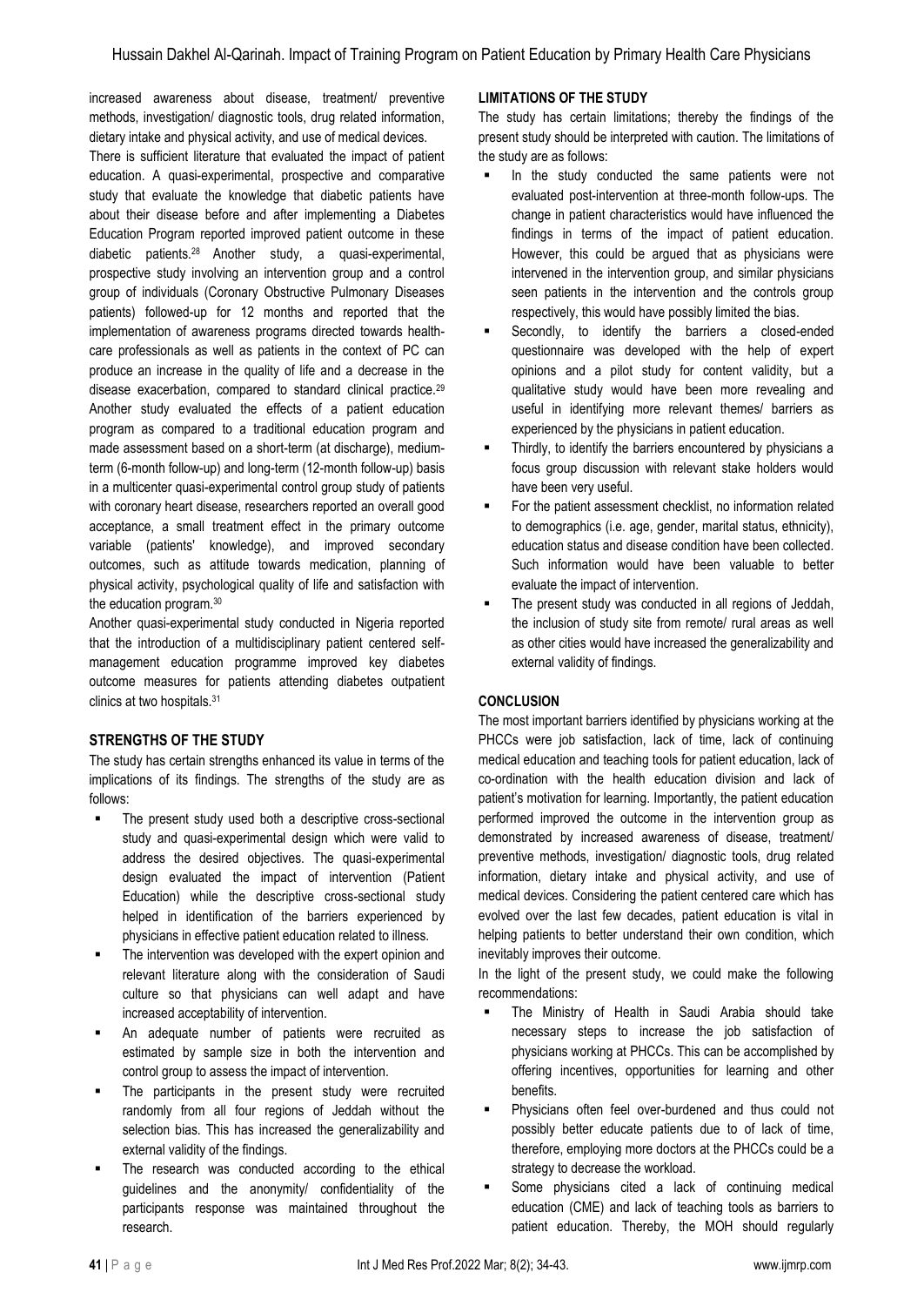increased awareness about disease, treatment/ preventive methods, investigation/ diagnostic tools, drug related information, dietary intake and physical activity, and use of medical devices.

There is sufficient literature that evaluated the impact of patient education. A quasi-experimental, prospective and comparative study that evaluate the knowledge that diabetic patients have about their disease before and after implementing a Diabetes Education Program reported improved patient outcome in these diabetic patients.[28] Another study, a quasi-experimental, prospective study involving an intervention group and a control group of individuals (Coronary Obstructive Pulmonary Diseases patients) followed-up for 12 months and reported that the implementation of awareness programs directed towards health-care professionals as well as patients in the context of PC can produce an increase in the quality of life and a decrease in the disease exacerbation, compared to standard clinical practice.[29] Another study evaluated the effects of a patient education program as compared to a traditional education program and made assessment based on a short-term (at discharge), medium-term (6-month follow-up) and long-term (12-month follow-up) basis in a multicenter quasi-experimental control group study of patients with coronary heart disease, researchers reported an overall good acceptance, a small treatment effect in the primary outcome variable (patients' knowledge), and improved secondary outcomes, such as attitude towards medication, planning of physical activity, psychological quality of life and satisfaction with the education program.[30]

Another quasi-experimental study conducted in Nigeria reported that the introduction of a multidisciplinary patient centered self-management education programme improved key diabetes outcome measures for patients attending diabetes outpatient clinics at two hospitals.[31]

## STRENGTHS OF THE STUDY

The study has certain strengths enhanced its value in terms of the implications of its findings. The strengths of the study are as follows:

- The present study used both a descriptive cross-sectional study and quasi-experimental design which were valid to address the desired objectives. The quasi-experimental design evaluated the impact of intervention (Patient Education) while the descriptive cross-sectional study helped in identification of the barriers experienced by physicians in effective patient education related to illness.
- The intervention was developed with the expert opinion and relevant literature along with the consideration of Saudi culture so that physicians can well adapt and have increased acceptability of intervention.
- An adequate number of patients were recruited as estimated by sample size in both the intervention and control group to assess the impact of intervention.
- The participants in the present study were recruited randomly from all four regions of Jeddah without the selection bias. This has increased the generalizability and external validity of the findings.
- The research was conducted according to the ethical guidelines and the anonymity/ confidentiality of the participants response was maintained throughout the research.

## LIMITATIONS OF THE STUDY

The study has certain limitations; thereby the findings of the present study should be interpreted with caution. The limitations of the study are as follows:

- In the study conducted the same patients were not evaluated post-intervention at three-month follow-ups. The change in patient characteristics would have influenced the findings in terms of the impact of patient education. However, this could be argued that as physicians were intervened in the intervention group, and similar physicians seen patients in the intervention and the controls group respectively, this would have possibly limited the bias.
- Secondly, to identify the barriers a closed-ended questionnaire was developed with the help of expert opinions and a pilot study for content validity, but a qualitative study would have been more revealing and useful in identifying more relevant themes/ barriers as experienced by the physicians in patient education.
- Thirdly, to identify the barriers encountered by physicians a focus group discussion with relevant stake holders would have been very useful.
- For the patient assessment checklist, no information related to demographics (i.e. age, gender, marital status, ethnicity), education status and disease condition have been collected. Such information would have been valuable to better evaluate the impact of intervention.
- The present study was conducted in all regions of Jeddah, the inclusion of study site from remote/ rural areas as well as other cities would have increased the generalizability and external validity of findings.

## CONCLUSION

The most important barriers identified by physicians working at the PHCCs were job satisfaction, lack of time, lack of continuing medical education and teaching tools for patient education, lack of co-ordination with the health education division and lack of patient's motivation for learning. Importantly, the patient education performed improved the outcome in the intervention group as demonstrated by increased awareness of disease, treatment/ preventive methods, investigation/ diagnostic tools, drug related information, dietary intake and physical activity, and use of medical devices. Considering the patient centered care which has evolved over the last few decades, patient education is vital in helping patients to better understand their own condition, which inevitably improves their outcome.

In the light of the present study, we could make the following recommendations:

- The Ministry of Health in Saudi Arabia should take necessary steps to increase the job satisfaction of physicians working at PHCCs. This can be accomplished by offering incentives, opportunities for learning and other benefits.
- Physicians often feel over-burdened and thus could not possibly better educate patients due to of lack of time, therefore, employing more doctors at the PHCCs could be a strategy to decrease the workload.
- Some physicians cited a lack of continuing medical education (CME) and lack of teaching tools as barriers to patient education. Thereby, the MOH should regularly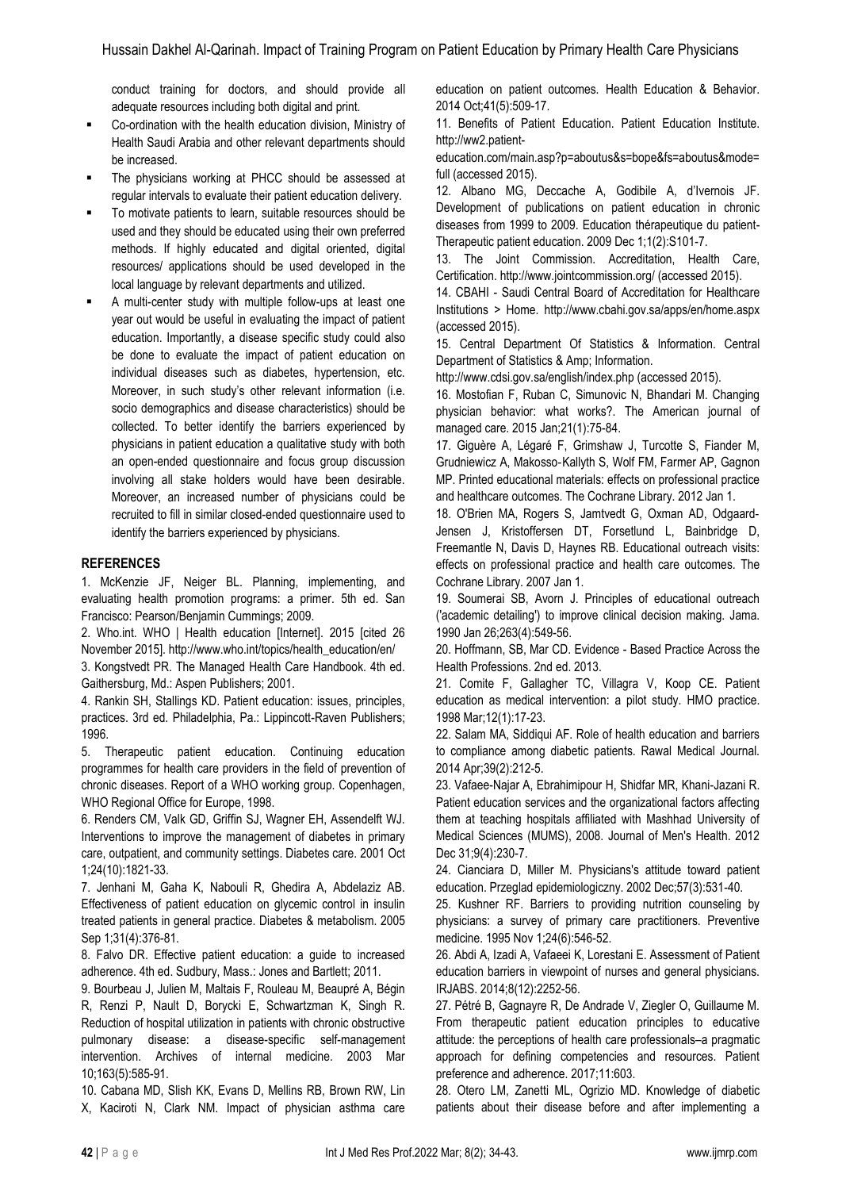conduct training for doctors, and should provide all adequate resources including both digital and print.

- Co-ordination with the health education division, Ministry of Health Saudi Arabia and other relevant departments should be increased.
- The physicians working at PHCC should be assessed at regular intervals to evaluate their patient education delivery.
- To motivate patients to learn, suitable resources should be used and they should be educated using their own preferred methods. If highly educated and digital oriented, digital resources/ applications should be used developed in the local language by relevant departments and utilized.
- A multi-center study with multiple follow-ups at least one year out would be useful in evaluating the impact of patient education. Importantly, a disease specific study could also be done to evaluate the impact of patient education on individual diseases such as diabetes, hypertension, etc. Moreover, in such study's other relevant information (i.e. socio demographics and disease characteristics) should be collected. To better identify the barriers experienced by physicians in patient education a qualitative study with both an open-ended questionnaire and focus group discussion involving all stake holders would have been desirable. Moreover, an increased number of physicians could be recruited to fill in similar closed-ended questionnaire used to identify the barriers experienced by physicians.

## REFERENCES

1. McKenzie JF, Neiger BL. Planning, implementing, and evaluating health promotion programs: a primer. 5th ed. San Francisco: Pearson/Benjamin Cummings; 2009.
2. Who.int. WHO | Health education [Internet]. 2015 [cited 26 November 2015]. http://www.who.int/topics/health_education/en/
3. Kongstvedt PR. The Managed Health Care Handbook. 4th ed. Gaithersburg, Md.: Aspen Publishers; 2001.
4. Rankin SH, Stallings KD. Patient education: issues, principles, practices. 3rd ed. Philadelphia, Pa.: Lippincott-Raven Publishers; 1996.
5. Therapeutic patient education. Continuing education programmes for health care providers in the field of prevention of chronic diseases. Report of a WHO working group. Copenhagen, WHO Regional Office for Europe, 1998.
6. Renders CM, Valk GD, Griffin SJ, Wagner EH, Assendelft WJ. Interventions to improve the management of diabetes in primary care, outpatient, and community settings. Diabetes care. 2001 Oct 1;24(10):1821-33.
7. Jenhani M, Gaha K, Nabouli R, Ghedira A, Abdelaziz AB. Effectiveness of patient education on glycemic control in insulin treated patients in general practice. Diabetes & metabolism. 2005 Sep 1;31(4):376-81.
8. Falvo DR. Effective patient education: a guide to increased adherence. 4th ed. Sudbury, Mass.: Jones and Bartlett; 2011.
9. Bourbeau J, Julien M, Maltais F, Rouleau M, Beaupré A, Bégin R, Renzi P, Nault D, Borycki E, Schwartzman K, Singh R. Reduction of hospital utilization in patients with chronic obstructive pulmonary disease: a disease-specific self-management intervention. Archives of internal medicine. 2003 Mar 10;163(5):585-91.
10. Cabana MD, Slish KK, Evans D, Mellins RB, Brown RW, Lin X, Kaciroti N, Clark NM. Impact of physician asthma care education on patient outcomes. Health Education & Behavior. 2014 Oct;41(5):509-17.
11. Benefits of Patient Education. Patient Education Institute. http://ww2.patient-education.com/main.asp?p=aboutus&s=bope&fs=aboutus&mode=full (accessed 2015).
12. Albano MG, Deccache A, Godibile A, d'Ivernois JF. Development of publications on patient education in chronic diseases from 1999 to 2009. Education thérapeutique du patient-Therapeutic patient education. 2009 Dec 1;1(2):S101-7.
13. The Joint Commission. Accreditation, Health Care, Certification. http://www.jointcommission.org/ (accessed 2015).
14. CBAHI - Saudi Central Board of Accreditation for Healthcare Institutions > Home. http://www.cbahi.gov.sa/apps/en/home.aspx (accessed 2015).
15. Central Department Of Statistics & Information. Central Department of Statistics & Amp; Information. http://www.cdsi.gov.sa/english/index.php (accessed 2015).
16. Mostofian F, Ruban C, Simunovic N, Bhandari M. Changing physician behavior: what works?. The American journal of managed care. 2015 Jan;21(1):75-84.
17. Giguère A, Légaré F, Grimshaw J, Turcotte S, Fiander M, Grudniewicz A, Makosso-Kallyth S, Wolf FM, Farmer AP, Gagnon MP. Printed educational materials: effects on professional practice and healthcare outcomes. The Cochrane Library. 2012 Jan 1.
18. O'Brien MA, Rogers S, Jamtvedt G, Oxman AD, Odgaard-Jensen J, Kristoffersen DT, Forsetlund L, Bainbridge D, Freemantle N, Davis D, Haynes RB. Educational outreach visits: effects on professional practice and health care outcomes. The Cochrane Library. 2007 Jan 1.
19. Soumerai SB, Avorn J. Principles of educational outreach ('academic detailing') to improve clinical decision making. Jama. 1990 Jan 26;263(4):549-56.
20. Hoffmann, SB, Mar CD. Evidence - Based Practice Across the Health Professions. 2nd ed. 2013.
21. Comite F, Gallagher TC, Villagra V, Koop CE. Patient education as medical intervention: a pilot study. HMO practice. 1998 Mar;12(1):17-23.
22. Salam MA, Siddiqui AF. Role of health education and barriers to compliance among diabetic patients. Rawal Medical Journal. 2014 Apr;39(2):212-5.
23. Vafaee-Najar A, Ebrahimipour H, Shidfar MR, Khani-Jazani R. Patient education services and the organizational factors affecting them at teaching hospitals affiliated with Mashhad University of Medical Sciences (MUMS), 2008. Journal of Men's Health. 2012 Dec 31;9(4):230-7.
24. Cianciara D, Miller M. Physicians's attitude toward patient education. Przeglad epidemiologiczny. 2002 Dec;57(3):531-40.
25. Kushner RF. Barriers to providing nutrition counseling by physicians: a survey of primary care practitioners. Preventive medicine. 1995 Nov 1;24(6):546-52.
26. Abdi A, Izadi A, Vafaeei K, Lorestani E. Assessment of Patient education barriers in viewpoint of nurses and general physicians. IRJABS. 2014;8(12):2252-56.
27. Pétré B, Gagnayre R, De Andrade V, Ziegler O, Guillaume M. From therapeutic patient education principles to educative attitude: the perceptions of health care professionals–a pragmatic approach for defining competencies and resources. Patient preference and adherence. 2017;11:603.
28. Otero LM, Zanetti ML, Ogrizio MD. Knowledge of diabetic patients about their disease before and after implementing a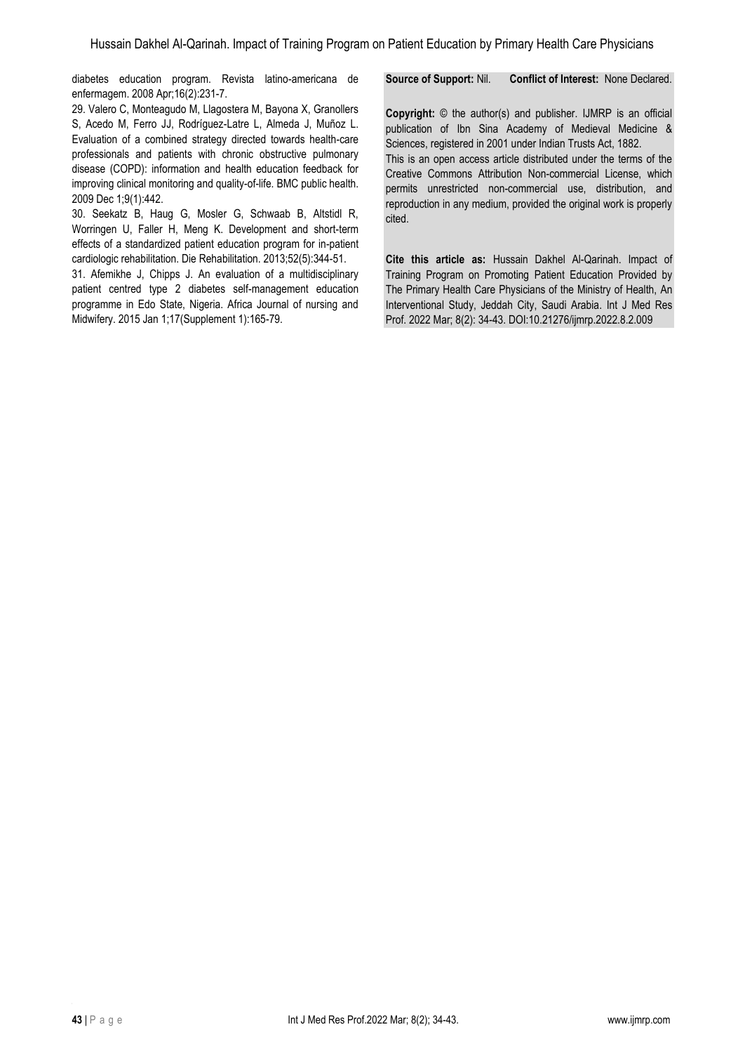diabetes education program. Revista latino-americana de enfermagem. 2008 Apr;16(2):231-7.

29. Valero C, Monteagudo M, Llagostera M, Bayona X, Granollers S, Acedo M, Ferro JJ, Rodríguez-Latre L, Almeda J, Muñoz L. Evaluation of a combined strategy directed towards health-care professionals and patients with chronic obstructive pulmonary disease (COPD): information and health education feedback for improving clinical monitoring and quality-of-life. BMC public health. 2009 Dec 1;9(1):442.

30. Seekatz B, Haug G, Mosler G, Schwaab B, Altstidl R, Worringen U, Faller H, Meng K. Development and short-term effects of a standardized patient education program for in-patient cardiologic rehabilitation. Die Rehabilitation. 2013;52(5):344-51.

31. Afemikhe J, Chipps J. An evaluation of a multidisciplinary patient centred type 2 diabetes self-management education programme in Edo State, Nigeria. Africa Journal of nursing and Midwifery. 2015 Jan 1;17(Supplement 1):165-79.

**Source of Support:** Nil. **Conflict of Interest:** None Declared.

**Copyright:** © the author(s) and publisher. IJMRP is an official publication of Ibn Sina Academy of Medieval Medicine & Sciences, registered in 2001 under Indian Trusts Act, 1882.

This is an open access article distributed under the terms of the Creative Commons Attribution Non-commercial License, which permits unrestricted non-commercial use, distribution, and reproduction in any medium, provided the original work is properly cited.

**Cite this article as:** Hussain Dakhel Al-Qarinah. Impact of Training Program on Promoting Patient Education Provided by The Primary Health Care Physicians of the Ministry of Health, An Interventional Study, Jeddah City, Saudi Arabia. Int J Med Res Prof. 2022 Mar; 8(2): 34-43. DOI:10.21276/ijmrp.2022.8.2.009